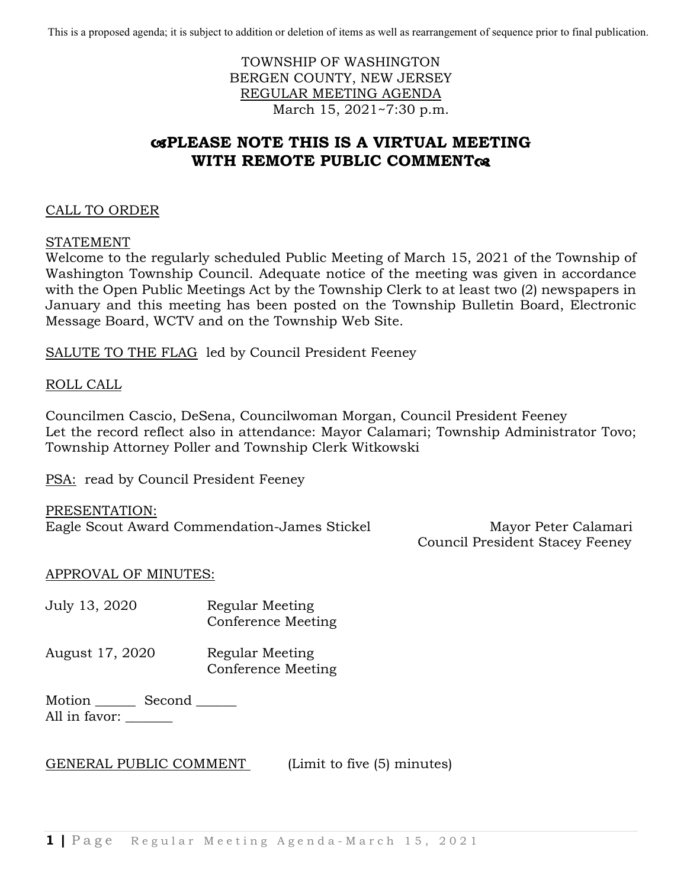This is a proposed agenda; it is subject to addition or deletion of items as well as rearrangement of sequence prior to final publication.

TOWNSHIP OF WASHINGTON
BERGEN COUNTY, NEW JERSEY
REGULAR MEETING AGENDA
March 15, 2021~7:30 p.m.

## PLEASE NOTE THIS IS A VIRTUAL MEETING WITH REMOTE PUBLIC COMMENT

CALL TO ORDER

STATEMENT
Welcome to the regularly scheduled Public Meeting of March 15, 2021 of the Township of Washington Township Council. Adequate notice of the meeting was given in accordance with the Open Public Meetings Act by the Township Clerk to at least two (2) newspapers in January and this meeting has been posted on the Township Bulletin Board, Electronic Message Board, WCTV and on the Township Web Site.

SALUTE TO THE FLAG led by Council President Feeney

ROLL CALL

Councilmen Cascio, DeSena, Councilwoman Morgan, Council President Feeney
Let the record reflect also in attendance: Mayor Calamari; Township Administrator Tovo; Township Attorney Poller and Township Clerk Witkowski

PSA: read by Council President Feeney

PRESENTATION:
Eagle Scout Award Commendation-James Stickel — Mayor Peter Calamari, Council President Stacey Feeney

APPROVAL OF MINUTES:

| | |
|---|---|
| July 13, 2020 | Regular Meeting<br>Conference Meeting |
| August 17, 2020 | Regular Meeting<br>Conference Meeting |

Motion ______ Second ______
All in favor: _______

GENERAL PUBLIC COMMENT (Limit to five (5) minutes)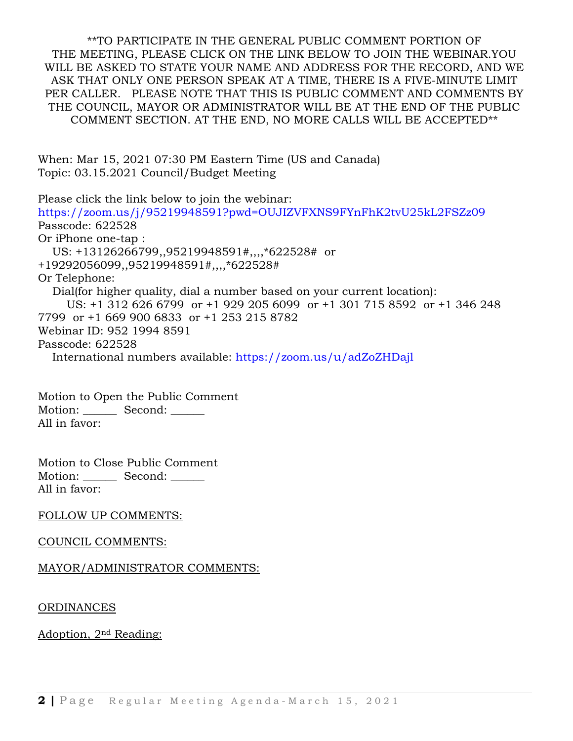**TO PARTICIPATE IN THE GENERAL PUBLIC COMMENT PORTION OF THE MEETING, PLEASE CLICK ON THE LINK BELOW TO JOIN THE WEBINAR.YOU WILL BE ASKED TO STATE YOUR NAME AND ADDRESS FOR THE RECORD, AND WE ASK THAT ONLY ONE PERSON SPEAK AT A TIME, THERE IS A FIVE-MINUTE LIMIT PER CALLER. PLEASE NOTE THAT THIS IS PUBLIC COMMENT AND COMMENTS BY THE COUNCIL, MAYOR OR ADMINISTRATOR WILL BE AT THE END OF THE PUBLIC COMMENT SECTION. AT THE END, NO MORE CALLS WILL BE ACCEPTED**

When: Mar 15, 2021 07:30 PM Eastern Time (US and Canada)
Topic: 03.15.2021 Council/Budget Meeting

Please click the link below to join the webinar:
https://zoom.us/j/95219948591?pwd=OUJIZVFXNS9FYnFhK2tvU25kL2FSZz09
Passcode: 622528
Or iPhone one-tap :
US: +13126266799,,95219948591#,,,,*622528# or +19292056099,,95219948591#,,,,*622528#
Or Telephone:
Dial(for higher quality, dial a number based on your current location):
US: +1 312 626 6799 or +1 929 205 6099 or +1 301 715 8592 or +1 346 248 7799 or +1 669 900 6833 or +1 253 215 8782
Webinar ID: 952 1994 8591
Passcode: 622528
International numbers available: https://zoom.us/u/adZoZHDajl

Motion to Open the Public Comment
Motion: ______ Second: ______
All in favor:

Motion to Close Public Comment
Motion: ______ Second: ______
All in favor:

<u>FOLLOW UP COMMENTS:</u>

<u>COUNCIL COMMENTS:</u>

<u>MAYOR/ADMINISTRATOR COMMENTS:</u>

<u>ORDINANCES</u>

<u>Adoption, 2nd Reading:</u>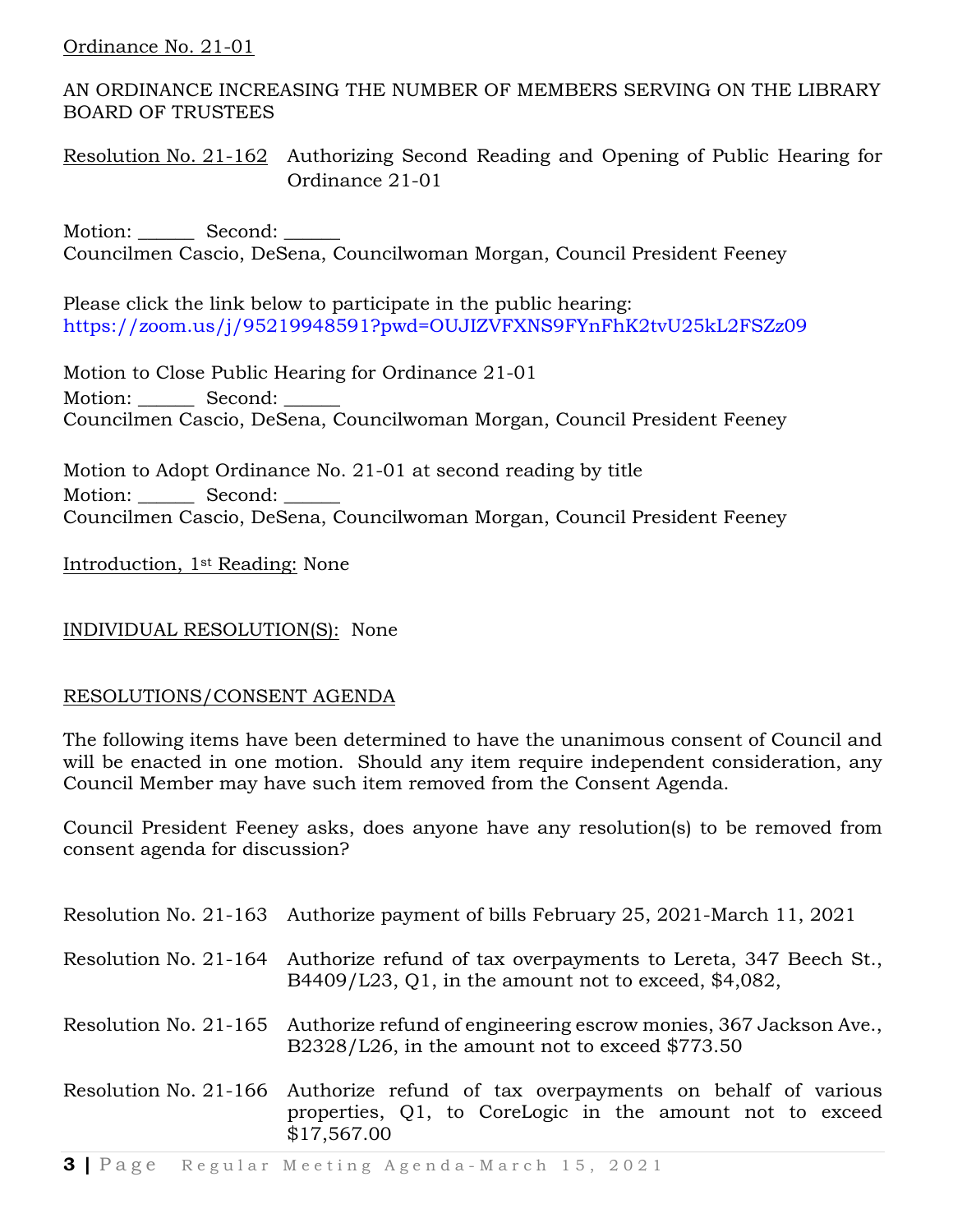<u>Ordinance No. 21-01</u>

AN ORDINANCE INCREASING THE NUMBER OF MEMBERS SERVING ON THE LIBRARY BOARD OF TRUSTEES

<u>Resolution No. 21-162</u> Authorizing Second Reading and Opening of Public Hearing for Ordinance 21-01

Motion: ______ Second: ______
Councilmen Cascio, DeSena, Councilwoman Morgan, Council President Feeney

Please click the link below to participate in the public hearing:
https://zoom.us/j/95219948591?pwd=OUJIZVFXNS9FYnFhK2tvU25kL2FSZz09

Motion to Close Public Hearing for Ordinance 21-01
Motion: ______ Second: ______
Councilmen Cascio, DeSena, Councilwoman Morgan, Council President Feeney

Motion to Adopt Ordinance No. 21-01 at second reading by title
Motion: ______ Second: ______
Councilmen Cascio, DeSena, Councilwoman Morgan, Council President Feeney

<u>Introduction, 1st Reading:</u> None

<u>INDIVIDUAL RESOLUTION(S):</u> None

<u>RESOLUTIONS/CONSENT AGENDA</u>

The following items have been determined to have the unanimous consent of Council and will be enacted in one motion. Should any item require independent consideration, any Council Member may have such item removed from the Consent Agenda.

Council President Feeney asks, does anyone have any resolution(s) to be removed from consent agenda for discussion?

Resolution No. 21-163 Authorize payment of bills February 25, 2021-March 11, 2021

Resolution No. 21-164 Authorize refund of tax overpayments to Lereta, 347 Beech St., B4409/L23, Q1, in the amount not to exceed, $4,082,

Resolution No. 21-165 Authorize refund of engineering escrow monies, 367 Jackson Ave., B2328/L26, in the amount not to exceed $773.50

Resolution No. 21-166 Authorize refund of tax overpayments on behalf of various properties, Q1, to CoreLogic in the amount not to exceed $17,567.00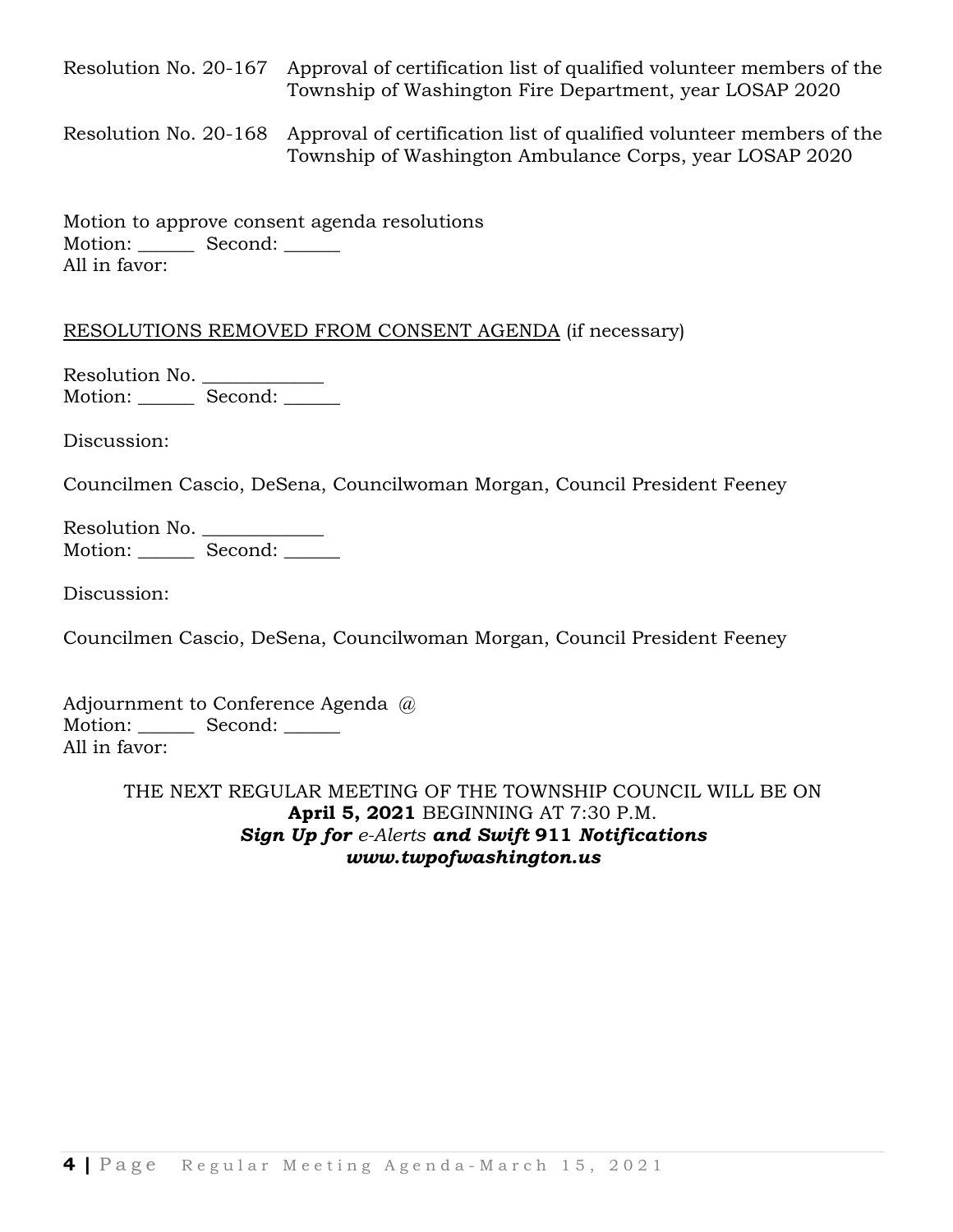Resolution No. 20-167 Approval of certification list of qualified volunteer members of the Township of Washington Fire Department, year LOSAP 2020

Resolution No. 20-168 Approval of certification list of qualified volunteer members of the Township of Washington Ambulance Corps, year LOSAP 2020

Motion to approve consent agenda resolutions
Motion: ______ Second: ______
All in favor:

RESOLUTIONS REMOVED FROM CONSENT AGENDA (if necessary)

Resolution No. ____________
Motion: ______ Second: ______

Discussion:

Councilmen Cascio, DeSena, Councilwoman Morgan, Council President Feeney

Resolution No. ____________
Motion: ______ Second: ______

Discussion:

Councilmen Cascio, DeSena, Councilwoman Morgan, Council President Feeney

Adjournment to Conference Agenda @
Motion: ______ Second: ______
All in favor:

THE NEXT REGULAR MEETING OF THE TOWNSHIP COUNCIL WILL BE ON **April 5, 2021** BEGINNING AT 7:30 P.M.

***Sign Up for*** *e-Alerts* ***and Swift* 911 *Notifications***

***www.twpofwashington.us***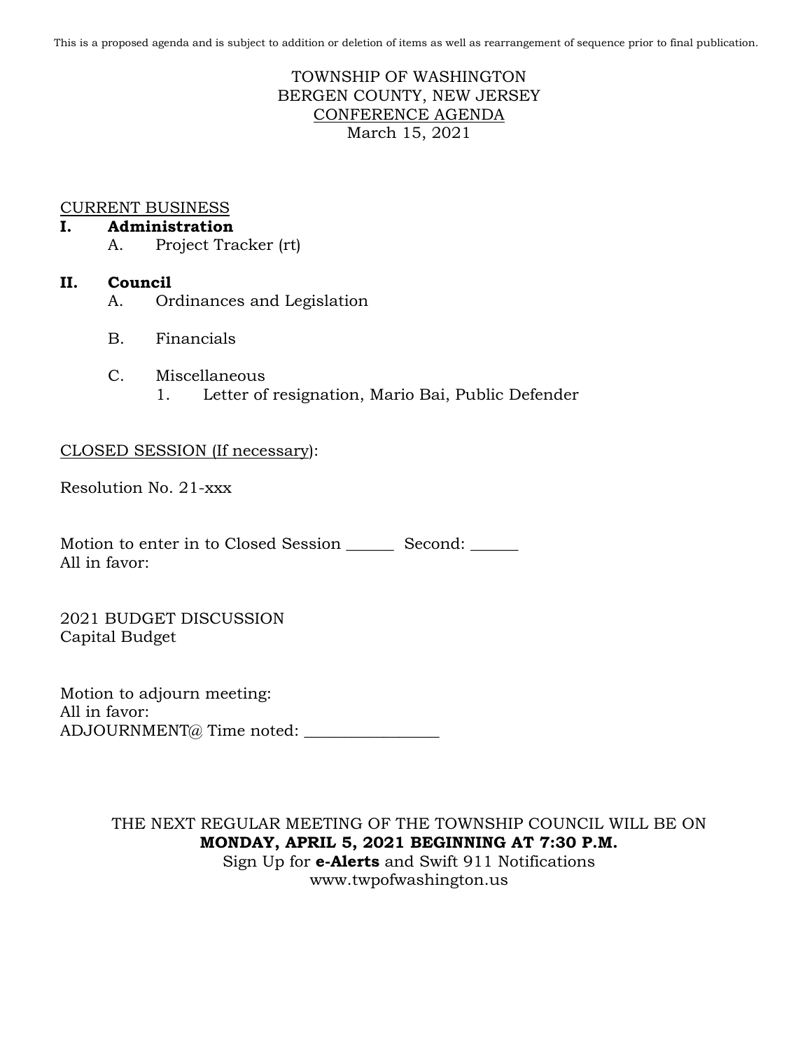This is a proposed agenda and is subject to addition or deletion of items as well as rearrangement of sequence prior to final publication.

TOWNSHIP OF WASHINGTON
BERGEN COUNTY, NEW JERSEY
CONFERENCE AGENDA
March 15, 2021

CURRENT BUSINESS

**I. Administration**

A. Project Tracker (rt)

**II. Council**

A. Ordinances and Legislation

B. Financials

C. Miscellaneous

1. Letter of resignation, Mario Bai, Public Defender

CLOSED SESSION (If necessary):

Resolution No. 21-xxx

Motion to enter in to Closed Session ______ Second: ______
All in favor:

2021 BUDGET DISCUSSION
Capital Budget

Motion to adjourn meeting:
All in favor:
ADJOURNMENT@ Time noted: ________________

THE NEXT REGULAR MEETING OF THE TOWNSHIP COUNCIL WILL BE ON
**MONDAY, APRIL 5, 2021 BEGINNING AT 7:30 P.M.**
Sign Up for **e-Alerts** and Swift 911 Notifications
www.twpofwashington.us